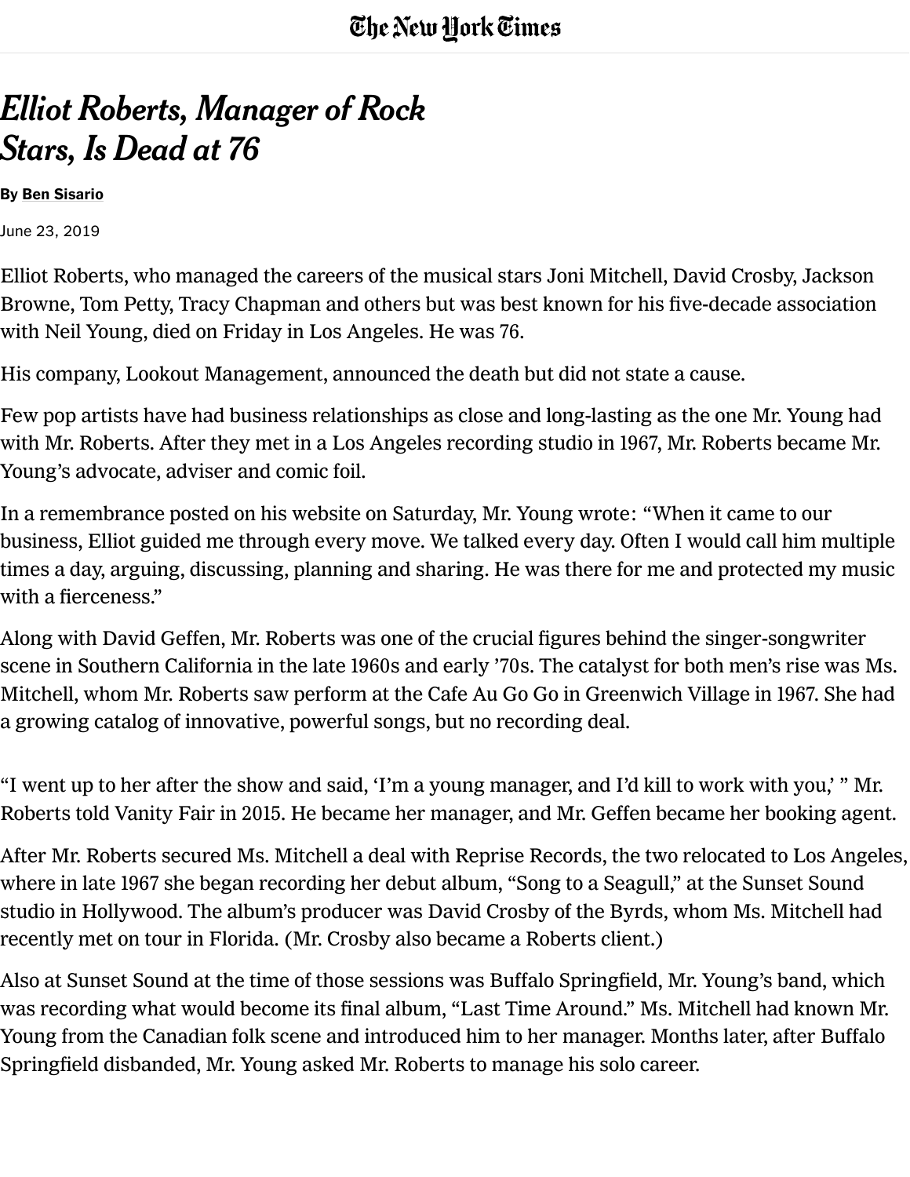# *Elliot Roberts, Manager of Rock Stars, Is Dead at 76*

By Ben Sisario

June 23, 2019

Elliot Roberts, who managed the careers of the musical stars Joni Mitchell, David Crosby, Jackson Browne, Tom Petty, Tracy Chapman and others but was best known for his five-decade association with Neil Young, died on Friday in Los Angeles. He was 76.

His company, Lookout Management, announced the death but did not state a cause.

Few pop artists have had business relationships as close and long-lasting as the one Mr. Young had with Mr. Roberts. After they met in a Los Angeles recording studio in 1967, Mr. Roberts became Mr. Young's advocate, adviser and comic foil.

In a remembrance posted on his website on Saturday, Mr. Young wrote: "When it came to our business, Elliot guided me through every move. We talked every day. Often I would call him multiple times a day, arguing, discussing, planning and sharing. He was there for me and protected my music with a fierceness."

Along with David Geffen, Mr. Roberts was one of the crucial figures behind the singer-songwriter scene in Southern California in the late 1960s and early '70s. The catalyst for both men's rise was Ms. Mitchell, whom Mr. Roberts saw perform at the Cafe Au Go Go in Greenwich Village in 1967. She had a growing catalog of innovative, powerful songs, but no recording deal.

"I went up to her after the show and said, 'I'm a young manager, and I'd kill to work with you,' " Mr. Roberts told Vanity Fair in 2015. He became her manager, and Mr. Geffen became her booking agent.

After Mr. Roberts secured Ms. Mitchell a deal with Reprise Records, the two relocated to Los Angeles, where in late 1967 she began recording her debut album, "Song to a Seagull," at the Sunset Sound studio in Hollywood. The album's producer was David Crosby of the Byrds, whom Ms. Mitchell had recently met on tour in Florida. (Mr. Crosby also became a Roberts client.)

Also at Sunset Sound at the time of those sessions was Buffalo Springfield, Mr. Young's band, which was recording what would become its final album, "Last Time Around." Ms. Mitchell had known Mr. Young from the Canadian folk scene and introduced him to her manager. Months later, after Buffalo Springfield disbanded, Mr. Young asked Mr. Roberts to manage his solo career.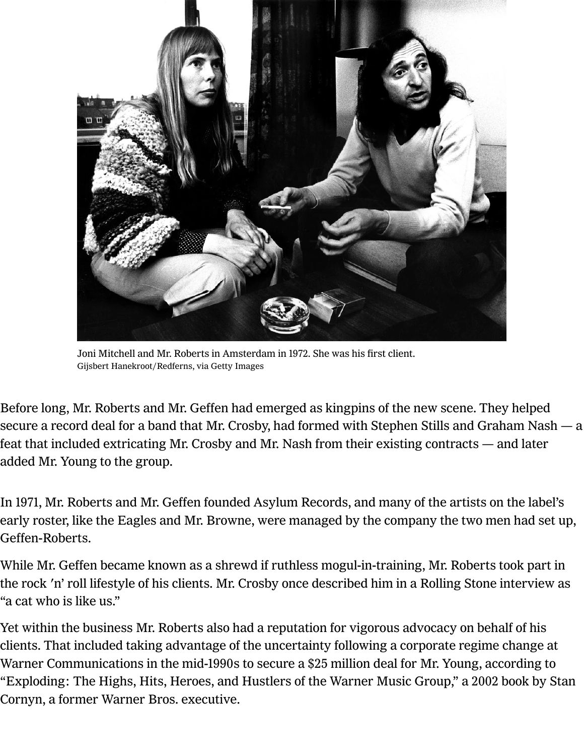Joni Mitchell and Mr. Roberts in Amsterdam in 1972. She was his first client.
Gijsbert Hanekroot/Redferns, via Getty Images

Before long, Mr. Roberts and Mr. Geffen had emerged as kingpins of the new scene. They helped secure a record deal for a band that Mr. Crosby, had formed with Stephen Stills and Graham Nash — a feat that included extricating Mr. Crosby and Mr. Nash from their existing contracts — and later added Mr. Young to the group.

In 1971, Mr. Roberts and Mr. Geffen founded Asylum Records, and many of the artists on the label's early roster, like the Eagles and Mr. Browne, were managed by the company the two men had set up, Geffen-Roberts.

While Mr. Geffen became known as a shrewd if ruthless mogul-in-training, Mr. Roberts took part in the rock 'n' roll lifestyle of his clients. Mr. Crosby once described him in a Rolling Stone interview as "a cat who is like us."

Yet within the business Mr. Roberts also had a reputation for vigorous advocacy on behalf of his clients. That included taking advantage of the uncertainty following a corporate regime change at Warner Communications in the mid-1990s to secure a $25 million deal for Mr. Young, according to "Exploding: The Highs, Hits, Heroes, and Hustlers of the Warner Music Group," a 2002 book by Stan Cornyn, a former Warner Bros. executive.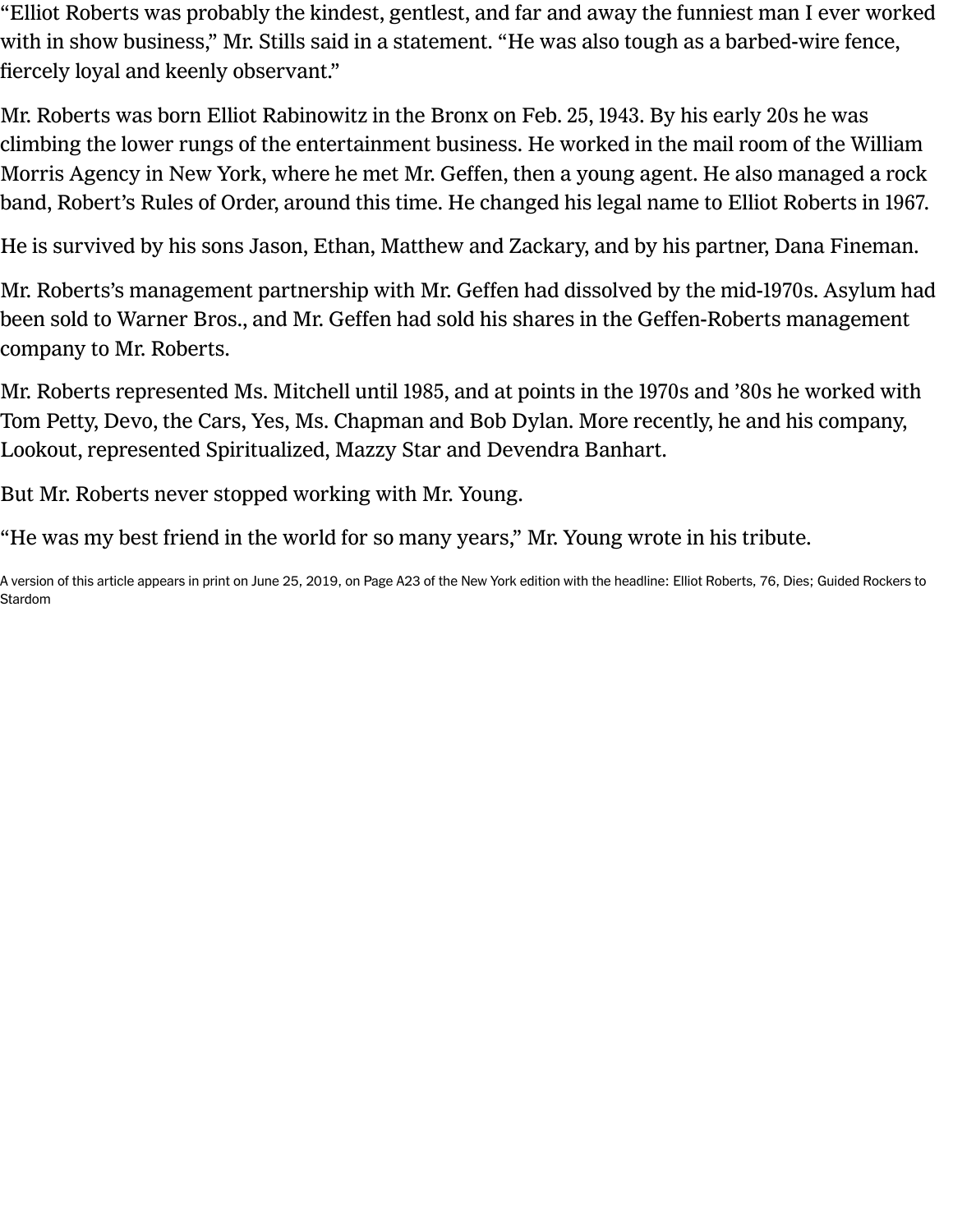“Elliot Roberts was probably the kindest, gentlest, and far and away the funniest man I ever worked with in show business,” Mr. Stills said in a statement. “He was also tough as a barbed-wire fence, fiercely loyal and keenly observant.”

Mr. Roberts was born Elliot Rabinowitz in the Bronx on Feb. 25, 1943. By his early 20s he was climbing the lower rungs of the entertainment business. He worked in the mail room of the William Morris Agency in New York, where he met Mr. Geffen, then a young agent. He also managed a rock band, Robert’s Rules of Order, around this time. He changed his legal name to Elliot Roberts in 1967.

He is survived by his sons Jason, Ethan, Matthew and Zackary, and by his partner, Dana Fineman.

Mr. Roberts’s management partnership with Mr. Geffen had dissolved by the mid-1970s. Asylum had been sold to Warner Bros., and Mr. Geffen had sold his shares in the Geffen-Roberts management company to Mr. Roberts.

Mr. Roberts represented Ms. Mitchell until 1985, and at points in the 1970s and ’80s he worked with Tom Petty, Devo, the Cars, Yes, Ms. Chapman and Bob Dylan. More recently, he and his company, Lookout, represented Spiritualized, Mazzy Star and Devendra Banhart.

But Mr. Roberts never stopped working with Mr. Young.

“He was my best friend in the world for so many years,” Mr. Young wrote in his tribute.

A version of this article appears in print on June 25, 2019, on Page A23 of the New York edition with the headline: Elliot Roberts, 76, Dies; Guided Rockers to Stardom